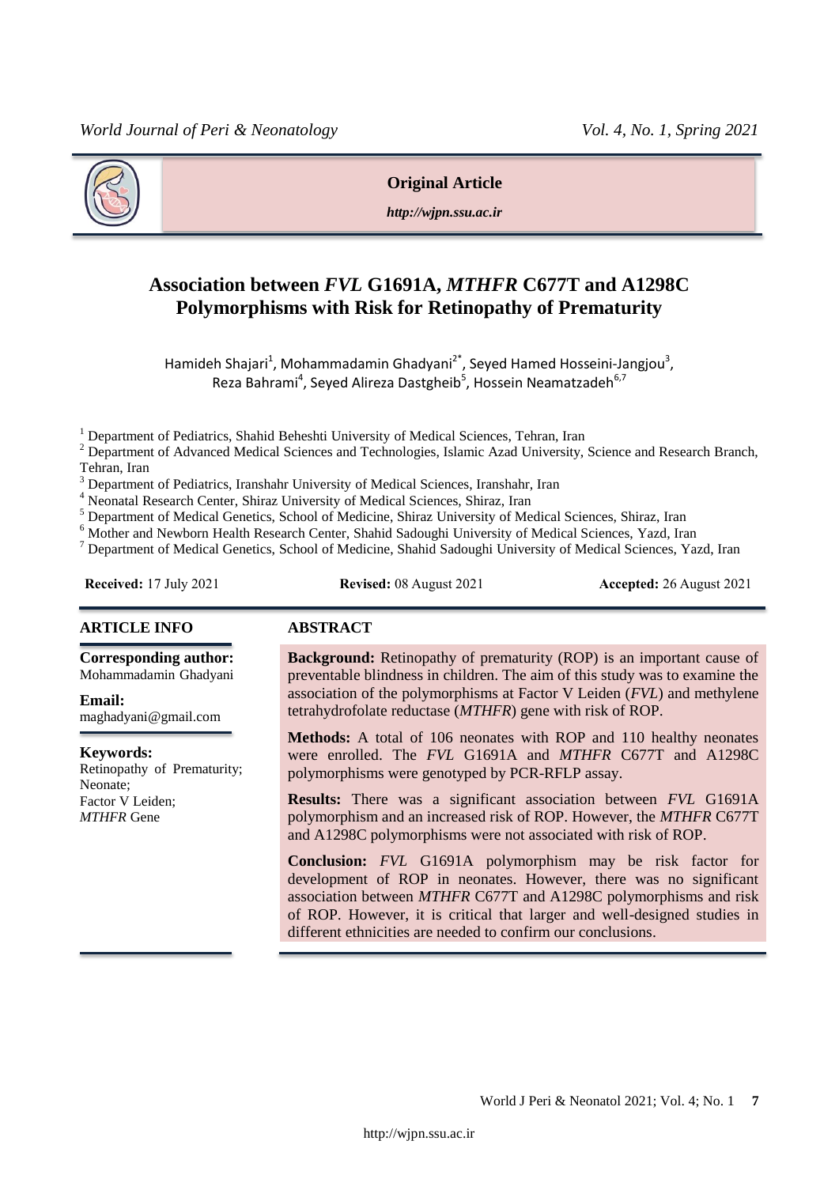**Original Article**

***http://wjpn.ssu.ac.ir***

# Association between *FVL* G1691A, *MTHFR* C677T and A1298C Polymorphisms with Risk for Retinopathy of Prematurity

Hamideh Shajari[1], Mohammadamin Ghadyani[2*], Seyed Hamed Hosseini-Jangjou[3], Reza Bahrami[4], Seyed Alireza Dastgheib[5], Hossein Neamatzadeh[6,7]

[1] Department of Pediatrics, Shahid Beheshti University of Medical Sciences, Tehran, Iran
[2] Department of Advanced Medical Sciences and Technologies, Islamic Azad University, Science and Research Branch, Tehran, Iran
[3] Department of Pediatrics, Iranshahr University of Medical Sciences, Iranshahr, Iran
[4] Neonatal Research Center, Shiraz University of Medical Sciences, Shiraz, Iran
[5] Department of Medical Genetics, School of Medicine, Shiraz University of Medical Sciences, Shiraz, Iran
[6] Mother and Newborn Health Research Center, Shahid Sadoughi University of Medical Sciences, Yazd, Iran
[7] Department of Medical Genetics, School of Medicine, Shahid Sadoughi University of Medical Sciences, Yazd, Iran

**Received:** 17 July 2021 **Revised:** 08 August 2021 **Accepted:** 26 August 2021

## ARTICLE INFO

**Corresponding author:**
Mohammadamin Ghadyani

**Email:**
maghadyani@gmail.com

**Keywords:**
Retinopathy of Prematurity;
Neonate;
Factor V Leiden;
*MTHFR* Gene

## ABSTRACT

**Background:** Retinopathy of prematurity (ROP) is an important cause of preventable blindness in children. The aim of this study was to examine the association of the polymorphisms at Factor V Leiden (*FVL*) and methylene tetrahydrofolate reductase (*MTHFR*) gene with risk of ROP.

**Methods:** A total of 106 neonates with ROP and 110 healthy neonates were enrolled. The *FVL* G1691A and *MTHFR* C677T and A1298C polymorphisms were genotyped by PCR-RFLP assay.

**Results:** There was a significant association between *FVL* G1691A polymorphism and an increased risk of ROP. However, the *MTHFR* C677T and A1298C polymorphisms were not associated with risk of ROP.

**Conclusion:** *FVL* G1691A polymorphism may be risk factor for development of ROP in neonates. However, there was no significant association between *MTHFR* C677T and A1298C polymorphisms and risk of ROP. However, it is critical that larger and well-designed studies in different ethnicities are needed to confirm our conclusions.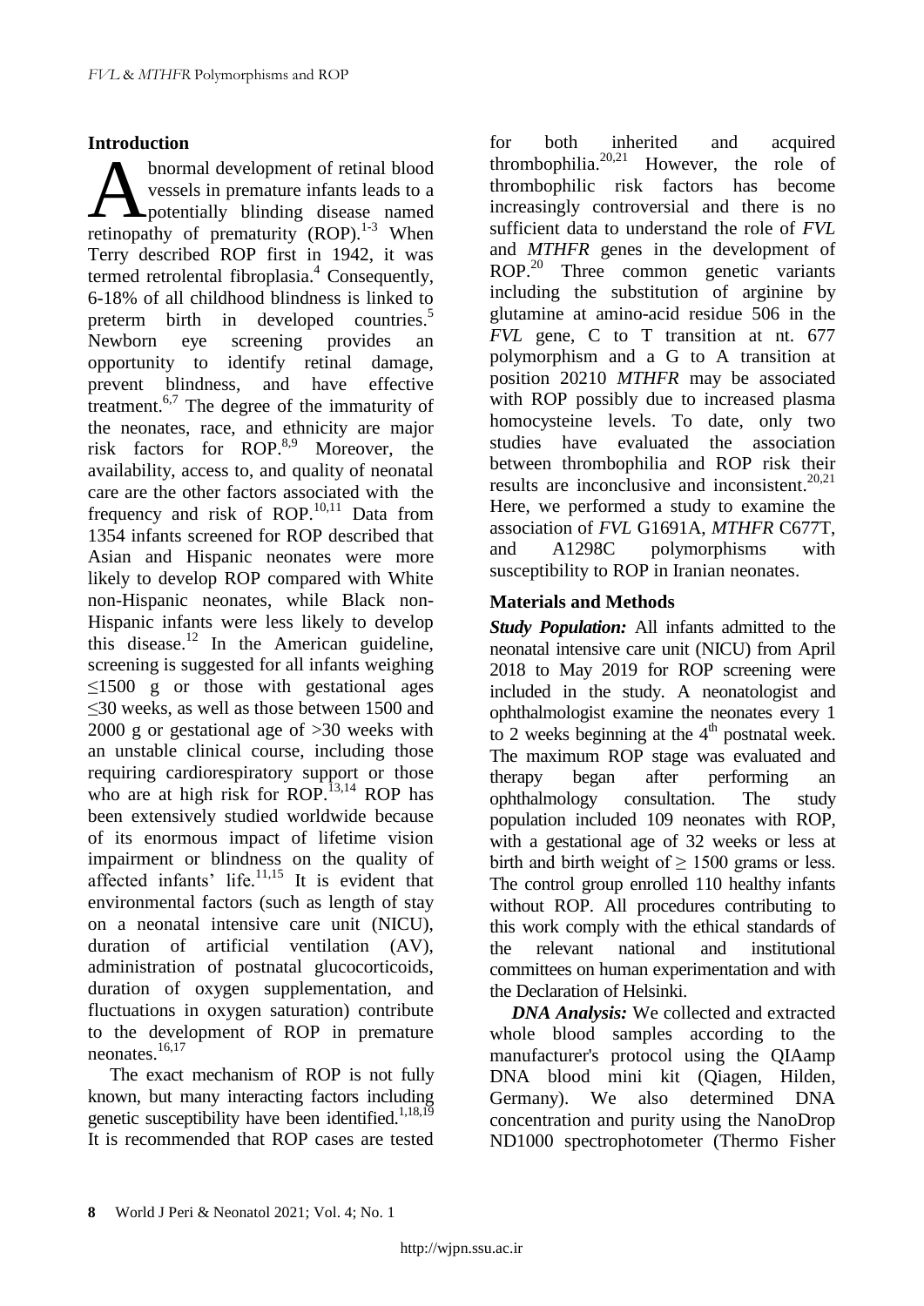## Introduction

Abnormal development of retinal blood vessels in premature infants leads to a potentially blinding disease named retinopathy of prematurity (ROP).[1-3] When Terry described ROP first in 1942, it was termed retrolental fibroplasia.[4] Consequently, 6-18% of all childhood blindness is linked to preterm birth in developed countries.[5] Newborn eye screening provides an opportunity to identify retinal damage, prevent blindness, and have effective treatment.[6,7] The degree of the immaturity of the neonates, race, and ethnicity are major risk factors for ROP.[8,9] Moreover, the availability, access to, and quality of neonatal care are the other factors associated with the frequency and risk of ROP.[10,11] Data from 1354 infants screened for ROP described that Asian and Hispanic neonates were more likely to develop ROP compared with White non-Hispanic neonates, while Black non-Hispanic infants were less likely to develop this disease.[12] In the American guideline, screening is suggested for all infants weighing ≤1500 g or those with gestational ages ≤30 weeks, as well as those between 1500 and 2000 g or gestational age of >30 weeks with an unstable clinical course, including those requiring cardiorespiratory support or those who are at high risk for ROP.[13,14] ROP has been extensively studied worldwide because of its enormous impact of lifetime vision impairment or blindness on the quality of affected infants' life.[11,15] It is evident that environmental factors (such as length of stay on a neonatal intensive care unit (NICU), duration of artificial ventilation (AV), administration of postnatal glucocorticoids, duration of oxygen supplementation, and fluctuations in oxygen saturation) contribute to the development of ROP in premature neonates.[16,17]

The exact mechanism of ROP is not fully known, but many interacting factors including genetic susceptibility have been identified.[1,18,19] It is recommended that ROP cases are tested for both inherited and acquired thrombophilia.[20,21] However, the role of thrombophilic risk factors has become increasingly controversial and there is no sufficient data to understand the role of *FVL* and *MTHFR* genes in the development of ROP.[20] Three common genetic variants including the substitution of arginine by glutamine at amino-acid residue 506 in the *FVL* gene, C to T transition at nt. 677 polymorphism and a G to A transition at position 20210 *MTHFR* may be associated with ROP possibly due to increased plasma homocysteine levels. To date, only two studies have evaluated the association between thrombophilia and ROP risk their results are inconclusive and inconsistent.[20,21] Here, we performed a study to examine the association of *FVL* G1691A, *MTHFR* C677T, and A1298C polymorphisms with susceptibility to ROP in Iranian neonates.

## Materials and Methods

***Study Population:*** All infants admitted to the neonatal intensive care unit (NICU) from April 2018 to May 2019 for ROP screening were included in the study. A neonatologist and ophthalmologist examine the neonates every 1 to 2 weeks beginning at the 4th postnatal week. The maximum ROP stage was evaluated and therapy began after performing an ophthalmology consultation. The study population included 109 neonates with ROP, with a gestational age of 32 weeks or less at birth and birth weight of ≥ 1500 grams or less. The control group enrolled 110 healthy infants without ROP. All procedures contributing to this work comply with the ethical standards of the relevant national and institutional committees on human experimentation and with the Declaration of Helsinki.

***DNA Analysis:*** We collected and extracted whole blood samples according to the manufacturer's protocol using the QIAamp DNA blood mini kit (Qiagen, Hilden, Germany). We also determined DNA concentration and purity using the NanoDrop ND1000 spectrophotometer (Thermo Fisher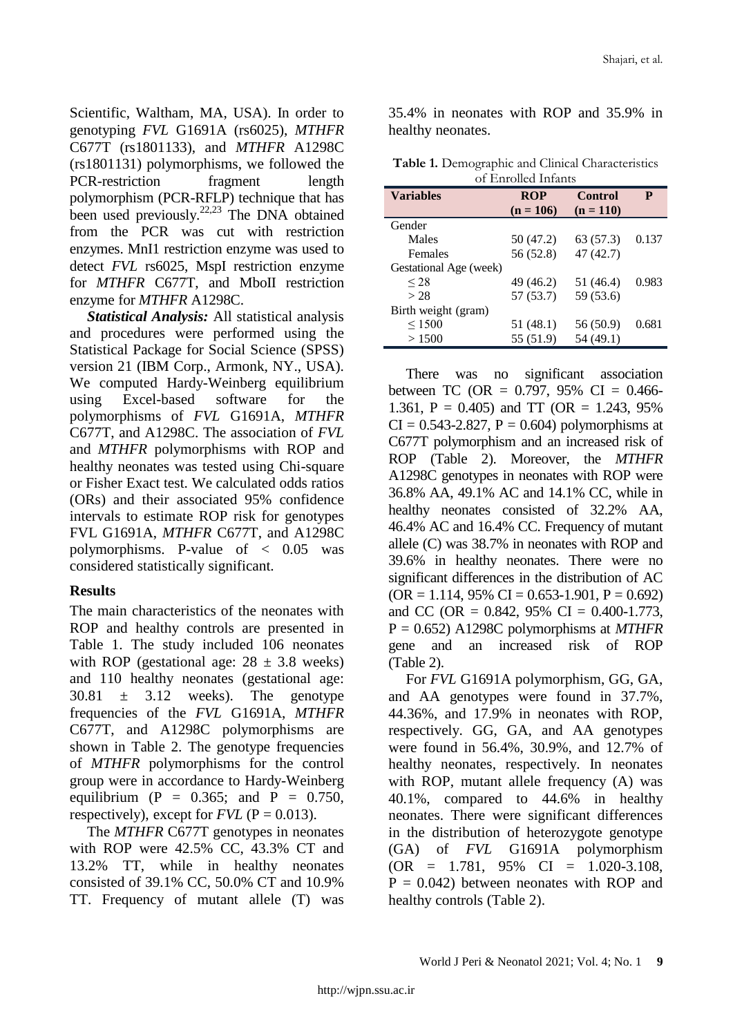Scientific, Waltham, MA, USA). In order to genotyping *FVL* G1691A (rs6025), *MTHFR* C677T (rs1801133), and *MTHFR* A1298C (rs1801131) polymorphisms, we followed the PCR-restriction fragment length polymorphism (PCR-RFLP) technique that has been used previously.[22,23] The DNA obtained from the PCR was cut with restriction enzymes. MnI1 restriction enzyme was used to detect *FVL* rs6025, MspI restriction enzyme for *MTHFR* C677T, and MboII restriction enzyme for *MTHFR* A1298C.

***Statistical Analysis:*** All statistical analysis and procedures were performed using the Statistical Package for Social Science (SPSS) version 21 (IBM Corp., Armonk, NY., USA). We computed Hardy-Weinberg equilibrium using Excel-based software for the polymorphisms of *FVL* G1691A, *MTHFR* C677T, and A1298C. The association of *FVL* and *MTHFR* polymorphisms with ROP and healthy neonates was tested using Chi-square or Fisher Exact test. We calculated odds ratios (ORs) and their associated 95% confidence intervals to estimate ROP risk for genotypes FVL G1691A, *MTHFR* C677T, and A1298C polymorphisms. P-value of < 0.05 was considered statistically significant.

## Results

The main characteristics of the neonates with ROP and healthy controls are presented in Table 1. The study included 106 neonates with ROP (gestational age: 28 ± 3.8 weeks) and 110 healthy neonates (gestational age: 30.81 ± 3.12 weeks). The genotype frequencies of the *FVL* G1691A, *MTHFR* C677T, and A1298C polymorphisms are shown in Table 2. The genotype frequencies of *MTHFR* polymorphisms for the control group were in accordance to Hardy-Weinberg equilibrium (P = 0.365; and P = 0.750, respectively), except for *FVL* (P = 0.013).

The *MTHFR* C677T genotypes in neonates with ROP were 42.5% CC, 43.3% CT and 13.2% TT, while in healthy neonates consisted of 39.1% CC, 50.0% CT and 10.9% TT. Frequency of mutant allele (T) was 35.4% in neonates with ROP and 35.9% in healthy neonates.

**Table 1.** Demographic and Clinical Characteristics of Enrolled Infants

| Variables | ROP (n = 106) | Control (n = 110) | P |
|---|---|---|---|
| Gender | | | |
| Males | 50 (47.2) | 63 (57.3) | 0.137 |
| Females | 56 (52.8) | 47 (42.7) | |
| Gestational Age (week) | | | |
| ≤ 28 | 49 (46.2) | 51 (46.4) | 0.983 |
| > 28 | 57 (53.7) | 59 (53.6) | |
| Birth weight (gram) | | | |
| ≤ 1500 | 51 (48.1) | 56 (50.9) | 0.681 |
| > 1500 | 55 (51.9) | 54 (49.1) | |

There was no significant association between TC (OR = 0.797, 95% CI = 0.466-1.361, P = 0.405) and TT (OR = 1.243, 95% CI = 0.543-2.827, P = 0.604) polymorphisms at C677T polymorphism and an increased risk of ROP (Table 2). Moreover, the *MTHFR* A1298C genotypes in neonates with ROP were 36.8% AA, 49.1% AC and 14.1% CC, while in healthy neonates consisted of 32.2% AA, 46.4% AC and 16.4% CC. Frequency of mutant allele (C) was 38.7% in neonates with ROP and 39.6% in healthy neonates. There were no significant differences in the distribution of AC (OR = 1.114, 95% CI = 0.653-1.901, P = 0.692) and CC (OR = 0.842, 95% CI = 0.400-1.773, P = 0.652) A1298C polymorphisms at *MTHFR* gene and an increased risk of ROP (Table 2).

For *FVL* G1691A polymorphism, GG, GA, and AA genotypes were found in 37.7%, 44.36%, and 17.9% in neonates with ROP, respectively. GG, GA, and AA genotypes were found in 56.4%, 30.9%, and 12.7% of healthy neonates, respectively. In neonates with ROP, mutant allele frequency (A) was 40.1%, compared to 44.6% in healthy neonates. There were significant differences in the distribution of heterozygote genotype (GA) of *FVL* G1691A polymorphism (OR = 1.781, 95% CI = 1.020-3.108, P = 0.042) between neonates with ROP and healthy controls (Table 2).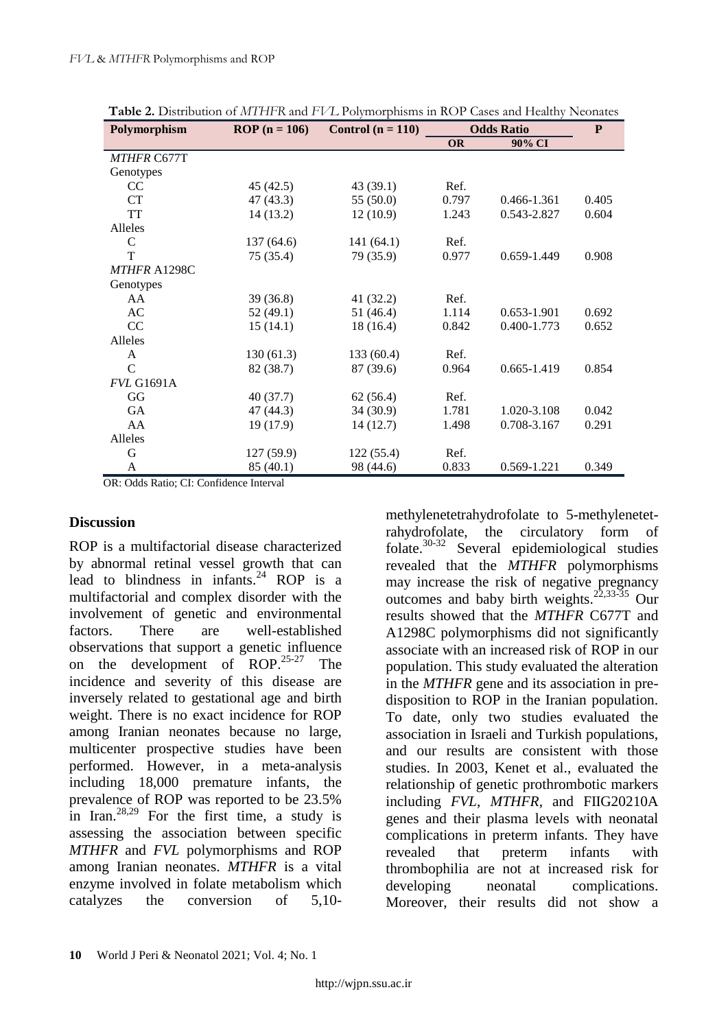**Table 2.** Distribution of *MTHFR* and *FVL* Polymorphisms in ROP Cases and Healthy Neonates

| Polymorphism | ROP (n = 106) | Control (n = 110) | Odds Ratio | | P |
|---|---|---|---|---|---|
| | | | OR | 90% CI | |
| *MTHFR* C677T | | | | | |
| Genotypes | | | | | |
| CC | 45 (42.5) | 43 (39.1) | Ref. | | |
| CT | 47 (43.3) | 55 (50.0) | 0.797 | 0.466-1.361 | 0.405 |
| TT | 14 (13.2) | 12 (10.9) | 1.243 | 0.543-2.827 | 0.604 |
| Alleles | | | | | |
| C | 137 (64.6) | 141 (64.1) | Ref. | | |
| T | 75 (35.4) | 79 (35.9) | 0.977 | 0.659-1.449 | 0.908 |
| *MTHFR* A1298C | | | | | |
| Genotypes | | | | | |
| AA | 39 (36.8) | 41 (32.2) | Ref. | | |
| AC | 52 (49.1) | 51 (46.4) | 1.114 | 0.653-1.901 | 0.692 |
| CC | 15 (14.1) | 18 (16.4) | 0.842 | 0.400-1.773 | 0.652 |
| Alleles | | | | | |
| A | 130 (61.3) | 133 (60.4) | Ref. | | |
| C | 82 (38.7) | 87 (39.6) | 0.964 | 0.665-1.419 | 0.854 |
| *FVL* G1691A | | | | | |
| GG | 40 (37.7) | 62 (56.4) | Ref. | | |
| GA | 47 (44.3) | 34 (30.9) | 1.781 | 1.020-3.108 | 0.042 |
| AA | 19 (17.9) | 14 (12.7) | 1.498 | 0.708-3.167 | 0.291 |
| Alleles | | | | | |
| G | 127 (59.9) | 122 (55.4) | Ref. | | |
| A | 85 (40.1) | 98 (44.6) | 0.833 | 0.569-1.221 | 0.349 |

OR: Odds Ratio; CI: Confidence Interval

## Discussion

ROP is a multifactorial disease characterized by abnormal retinal vessel growth that can lead to blindness in infants.[24] ROP is a multifactorial and complex disorder with the involvement of genetic and environmental factors. There are well-established observations that support a genetic influence on the development of ROP.[25-27] The incidence and severity of this disease are inversely related to gestational age and birth weight. There is no exact incidence for ROP among Iranian neonates because no large, multicenter prospective studies have been performed. However, in a meta-analysis including 18,000 premature infants, the prevalence of ROP was reported to be 23.5% in Iran.[28,29] For the first time, a study is assessing the association between specific *MTHFR* and *FVL* polymorphisms and ROP among Iranian neonates. *MTHFR* is a vital enzyme involved in folate metabolism which catalyzes the conversion of 5,10-methylenetetrahydrofolate to 5-methylenetetrahydrofolate, the circulatory form of folate.[30-32] Several epidemiological studies revealed that the *MTHFR* polymorphisms may increase the risk of negative pregnancy outcomes and baby birth weights.[22,33-35] Our results showed that the *MTHFR* C677T and A1298C polymorphisms did not significantly associate with an increased risk of ROP in our population. This study evaluated the alteration in the *MTHFR* gene and its association in predisposition to ROP in the Iranian population. To date, only two studies evaluated the association in Israeli and Turkish populations, and our results are consistent with those studies. In 2003, Kenet et al., evaluated the relationship of genetic prothrombotic markers including *FVL*, *MTHFR*, and FIIG20210A genes and their plasma levels with neonatal complications in preterm infants. They have revealed that preterm infants with thrombophilia are not at increased risk for developing neonatal complications. Moreover, their results did not show a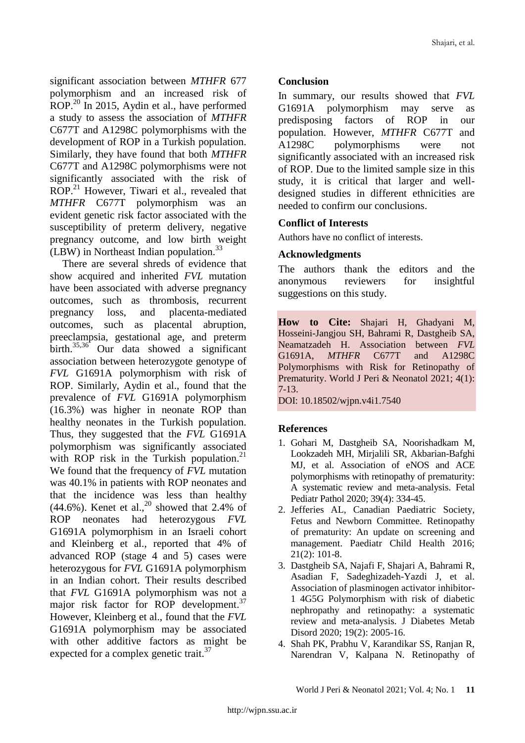significant association between *MTHFR* 677 polymorphism and an increased risk of ROP.[20] In 2015, Aydin et al., have performed a study to assess the association of *MTHFR* C677T and A1298C polymorphisms with the development of ROP in a Turkish population. Similarly, they have found that both *MTHFR* C677T and A1298C polymorphisms were not significantly associated with the risk of ROP.[21] However, Tiwari et al., revealed that *MTHFR* C677T polymorphism was an evident genetic risk factor associated with the susceptibility of preterm delivery, negative pregnancy outcome, and low birth weight (LBW) in Northeast Indian population.[33]

There are several shreds of evidence that show acquired and inherited *FVL* mutation have been associated with adverse pregnancy outcomes, such as thrombosis, recurrent pregnancy loss, and placenta-mediated outcomes, such as placental abruption, preeclampsia, gestational age, and preterm birth.[35,36] Our data showed a significant association between heterozygote genotype of *FVL* G1691A polymorphism with risk of ROP. Similarly, Aydin et al., found that the prevalence of *FVL* G1691A polymorphism (16.3%) was higher in neonate ROP than healthy neonates in the Turkish population. Thus, they suggested that the *FVL* G1691A polymorphism was significantly associated with ROP risk in the Turkish population.[21] We found that the frequency of *FVL* mutation was 40.1% in patients with ROP neonates and that the incidence was less than healthy (44.6%). Kenet et al.,[20] showed that 2.4% of ROP neonates had heterozygous *FVL* G1691A polymorphism in an Israeli cohort and Kleinberg et al., reported that 4% of advanced ROP (stage 4 and 5) cases were heterozygous for *FVL* G1691A polymorphism in an Indian cohort. Their results described that *FVL* G1691A polymorphism was not a major risk factor for ROP development.[37] However, Kleinberg et al., found that the *FVL* G1691A polymorphism may be associated with other additive factors as might be expected for a complex genetic trait.[37]

## Conclusion

In summary, our results showed that *FVL* G1691A polymorphism may serve as predisposing factors of ROP in our population. However, *MTHFR* C677T and A1298C polymorphisms were not significantly associated with an increased risk of ROP. Due to the limited sample size in this study, it is critical that larger and well-designed studies in different ethnicities are needed to confirm our conclusions.

## Conflict of Interests

Authors have no conflict of interests.

## Acknowledgments

The authors thank the editors and the anonymous reviewers for insightful suggestions on this study.

**How to Cite:** Shajari H, Ghadyani M, Hosseini-Jangjou SH, Bahrami R, Dastgheib SA, Neamatzadeh H. Association between *FVL* G1691A, *MTHFR* C677T and A1298C Polymorphisms with Risk for Retinopathy of Prematurity. World J Peri & Neonatol 2021; 4(1): 7-13.
DOI: 10.18502/wjpn.v4i1.7540

## References

1. Gohari M, Dastgheib SA, Noorishadkam M, Lookzadeh MH, Mirjalili SR, Akbarian-Bafghi MJ, et al. Association of eNOS and ACE polymorphisms with retinopathy of prematurity: A systematic review and meta-analysis. Fetal Pediatr Pathol 2020; 39(4): 334-45.
2. Jefferies AL, Canadian Paediatric Society, Fetus and Newborn Committee. Retinopathy of prematurity: An update on screening and management. Paediatr Child Health 2016; 21(2): 101-8.
3. Dastgheib SA, Najafi F, Shajari A, Bahrami R, Asadian F, Sadeghizadeh-Yazdi J, et al. Association of plasminogen activator inhibitor-1 4G5G Polymorphism with risk of diabetic nephropathy and retinopathy: a systematic review and meta-analysis. J Diabetes Metab Disord 2020; 19(2): 2005-16.
4. Shah PK, Prabhu V, Karandikar SS, Ranjan R, Narendran V, Kalpana N. Retinopathy of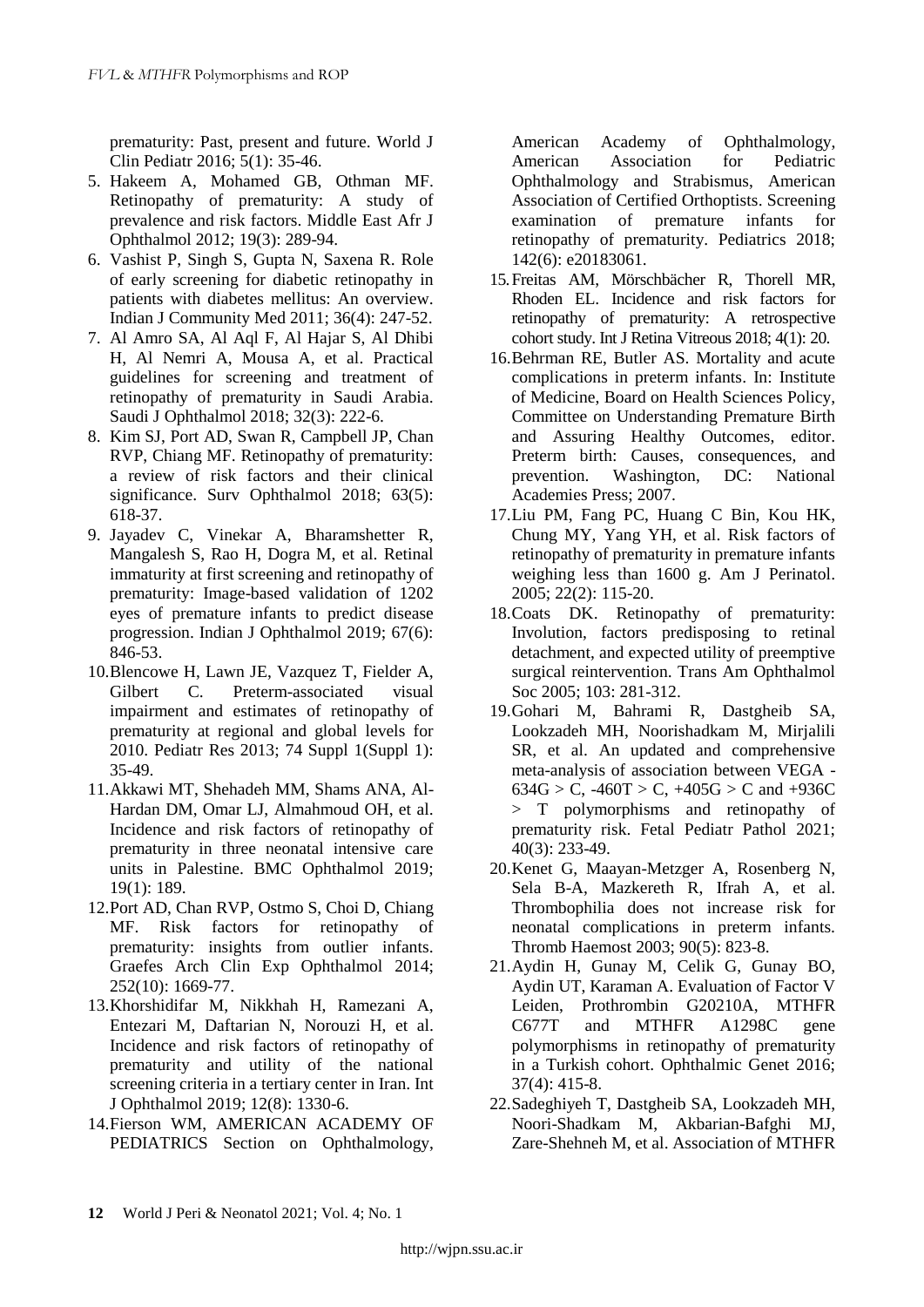prematurity: Past, present and future. World J Clin Pediatr 2016; 5(1): 35-46.

5. Hakeem A, Mohamed GB, Othman MF. Retinopathy of prematurity: A study of prevalence and risk factors. Middle East Afr J Ophthalmol 2012; 19(3): 289-94.
6. Vashist P, Singh S, Gupta N, Saxena R. Role of early screening for diabetic retinopathy in patients with diabetes mellitus: An overview. Indian J Community Med 2011; 36(4): 247-52.
7. Al Amro SA, Al Aql F, Al Hajar S, Al Dhibi H, Al Nemri A, Mousa A, et al. Practical guidelines for screening and treatment of retinopathy of prematurity in Saudi Arabia. Saudi J Ophthalmol 2018; 32(3): 222-6.
8. Kim SJ, Port AD, Swan R, Campbell JP, Chan RVP, Chiang MF. Retinopathy of prematurity: a review of risk factors and their clinical significance. Surv Ophthalmol 2018; 63(5): 618-37.
9. Jayadev C, Vinekar A, Bharamshetter R, Mangalesh S, Rao H, Dogra M, et al. Retinal immaturity at first screening and retinopathy of prematurity: Image-based validation of 1202 eyes of premature infants to predict disease progression. Indian J Ophthalmol 2019; 67(6): 846-53.
10. Blencowe H, Lawn JE, Vazquez T, Fielder A, Gilbert C. Preterm-associated visual impairment and estimates of retinopathy of prematurity at regional and global levels for 2010. Pediatr Res 2013; 74 Suppl 1(Suppl 1): 35-49.
11. Akkawi MT, Shehadeh MM, Shams ANA, Al-Hardan DM, Omar LJ, Almahmoud OH, et al. Incidence and risk factors of retinopathy of prematurity in three neonatal intensive care units in Palestine. BMC Ophthalmol 2019; 19(1): 189.
12. Port AD, Chan RVP, Ostmo S, Choi D, Chiang MF. Risk factors for retinopathy of prematurity: insights from outlier infants. Graefes Arch Clin Exp Ophthalmol 2014; 252(10): 1669-77.
13. Khorshidifar M, Nikkhah H, Ramezani A, Entezari M, Daftarian N, Norouzi H, et al. Incidence and risk factors of retinopathy of prematurity and utility of the national screening criteria in a tertiary center in Iran. Int J Ophthalmol 2019; 12(8): 1330-6.
14. Fierson WM, AMERICAN ACADEMY OF PEDIATRICS Section on Ophthalmology, American Academy of Ophthalmology, American Association for Pediatric Ophthalmology and Strabismus, American Association of Certified Orthoptists. Screening examination of premature infants for retinopathy of prematurity. Pediatrics 2018; 142(6): e20183061.
15. Freitas AM, Mörschbächer R, Thorell MR, Rhoden EL. Incidence and risk factors for retinopathy of prematurity: A retrospective cohort study. Int J Retina Vitreous 2018; 4(1): 20.
16. Behrman RE, Butler AS. Mortality and acute complications in preterm infants. In: Institute of Medicine, Board on Health Sciences Policy, Committee on Understanding Premature Birth and Assuring Healthy Outcomes, editor. Preterm birth: Causes, consequences, and prevention. Washington, DC: National Academies Press; 2007.
17. Liu PM, Fang PC, Huang C Bin, Kou HK, Chung MY, Yang YH, et al. Risk factors of retinopathy of prematurity in premature infants weighing less than 1600 g. Am J Perinatol. 2005; 22(2): 115-20.
18. Coats DK. Retinopathy of prematurity: Involution, factors predisposing to retinal detachment, and expected utility of preemptive surgical reintervention. Trans Am Ophthalmol Soc 2005; 103: 281-312.
19. Gohari M, Bahrami R, Dastgheib SA, Lookzadeh MH, Noorishadkam M, Mirjalili SR, et al. An updated and comprehensive meta-analysis of association between VEGA -634G > C, -460T > C, +405G > C and +936C > T polymorphisms and retinopathy of prematurity risk. Fetal Pediatr Pathol 2021; 40(3): 233-49.
20. Kenet G, Maayan-Metzger A, Rosenberg N, Sela B-A, Mazkereth R, Ifrah A, et al. Thrombophilia does not increase risk for neonatal complications in preterm infants. Thromb Haemost 2003; 90(5): 823-8.
21. Aydin H, Gunay M, Celik G, Gunay BO, Aydin UT, Karaman A. Evaluation of Factor V Leiden, Prothrombin G20210A, MTHFR C677T and MTHFR A1298C gene polymorphisms in retinopathy of prematurity in a Turkish cohort. Ophthalmic Genet 2016; 37(4): 415-8.
22. Sadeghiyeh T, Dastgheib SA, Lookzadeh MH, Noori-Shadkam M, Akbarian-Bafghi MJ, Zare-Shehneh M, et al. Association of MTHFR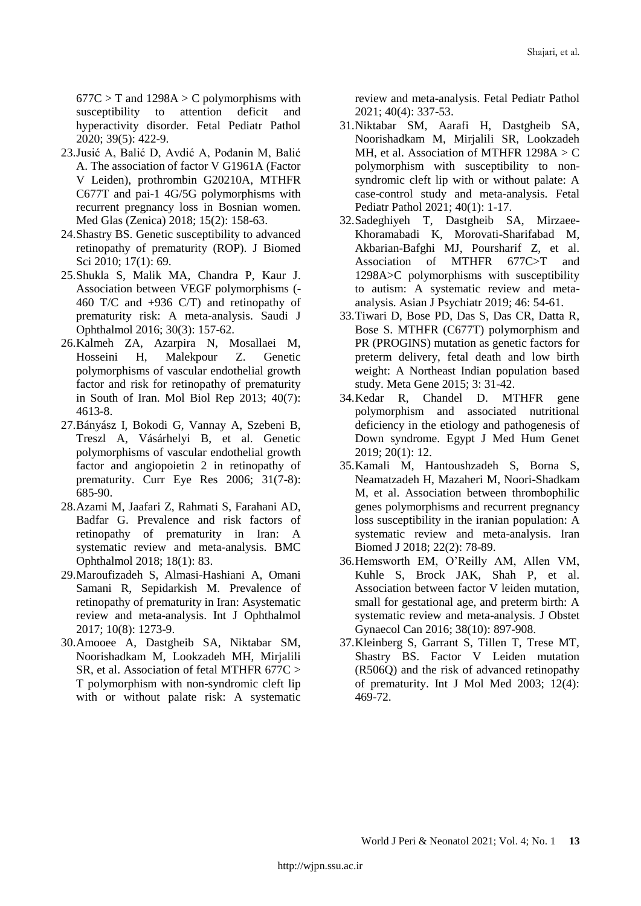677C > T and 1298A > C polymorphisms with susceptibility to attention deficit and hyperactivity disorder. Fetal Pediatr Pathol 2020; 39(5): 422-9.

23. Jusić A, Balić D, Avdić A, Pođanin M, Balić A. The association of factor V G1961A (Factor V Leiden), prothrombin G20210A, MTHFR C677T and pai-1 4G/5G polymorphisms with recurrent pregnancy loss in Bosnian women. Med Glas (Zenica) 2018; 15(2): 158-63.
24. Shastry BS. Genetic susceptibility to advanced retinopathy of prematurity (ROP). J Biomed Sci 2010; 17(1): 69.
25. Shukla S, Malik MA, Chandra P, Kaur J. Association between VEGF polymorphisms (-460 T/C and +936 C/T) and retinopathy of prematurity risk: A meta-analysis. Saudi J Ophthalmol 2016; 30(3): 157-62.
26. Kalmeh ZA, Azarpira N, Mosallaei M, Hosseini H, Malekpour Z. Genetic polymorphisms of vascular endothelial growth factor and risk for retinopathy of prematurity in South of Iran. Mol Biol Rep 2013; 40(7): 4613-8.
27. Bányász I, Bokodi G, Vannay A, Szebeni B, Treszl A, Vásárhelyi B, et al. Genetic polymorphisms of vascular endothelial growth factor and angiopoietin 2 in retinopathy of prematurity. Curr Eye Res 2006; 31(7-8): 685-90.
28. Azami M, Jaafari Z, Rahmati S, Farahani AD, Badfar G. Prevalence and risk factors of retinopathy of prematurity in Iran: A systematic review and meta-analysis. BMC Ophthalmol 2018; 18(1): 83.
29. Maroufizadeh S, Almasi-Hashiani A, Omani Samani R, Sepidarkish M. Prevalence of retinopathy of prematurity in Iran: Asystematic review and meta-analysis. Int J Ophthalmol 2017; 10(8): 1273-9.
30. Amooee A, Dastgheib SA, Niktabar SM, Noorishadkam M, Lookzadeh MH, Mirjalili SR, et al. Association of fetal MTHFR 677C > T polymorphism with non-syndromic cleft lip with or without palate risk: A systematic review and meta-analysis. Fetal Pediatr Pathol 2021; 40(4): 337-53.
31. Niktabar SM, Aarafi H, Dastgheib SA, Noorishadkam M, Mirjalili SR, Lookzadeh MH, et al. Association of MTHFR 1298A > C polymorphism with susceptibility to non-syndromic cleft lip with or without palate: A case-control study and meta-analysis. Fetal Pediatr Pathol 2021; 40(1): 1-17.
32. Sadeghiyeh T, Dastgheib SA, Mirzaee-Khoramabadi K, Morovati-Sharifabad M, Akbarian-Bafghi MJ, Poursharif Z, et al. Association of MTHFR 677C>T and 1298A>C polymorphisms with susceptibility to autism: A systematic review and meta-analysis. Asian J Psychiatr 2019; 46: 54-61.
33. Tiwari D, Bose PD, Das S, Das CR, Datta R, Bose S. MTHFR (C677T) polymorphism and PR (PROGINS) mutation as genetic factors for preterm delivery, fetal death and low birth weight: A Northeast Indian population based study. Meta Gene 2015; 3: 31-42.
34. Kedar R, Chandel D. MTHFR gene polymorphism and associated nutritional deficiency in the etiology and pathogenesis of Down syndrome. Egypt J Med Hum Genet 2019; 20(1): 12.
35. Kamali M, Hantoushzadeh S, Borna S, Neamatzadeh H, Mazaheri M, Noori-Shadkam M, et al. Association between thrombophilic genes polymorphisms and recurrent pregnancy loss susceptibility in the iranian population: A systematic review and meta-analysis. Iran Biomed J 2018; 22(2): 78-89.
36. Hemsworth EM, O'Reilly AM, Allen VM, Kuhle S, Brock JAK, Shah P, et al. Association between factor V leiden mutation, small for gestational age, and preterm birth: A systematic review and meta-analysis. J Obstet Gynaecol Can 2016; 38(10): 897-908.
37. Kleinberg S, Garrant S, Tillen T, Trese MT, Shastry BS. Factor V Leiden mutation (R506Q) and the risk of advanced retinopathy of prematurity. Int J Mol Med 2003; 12(4): 469-72.